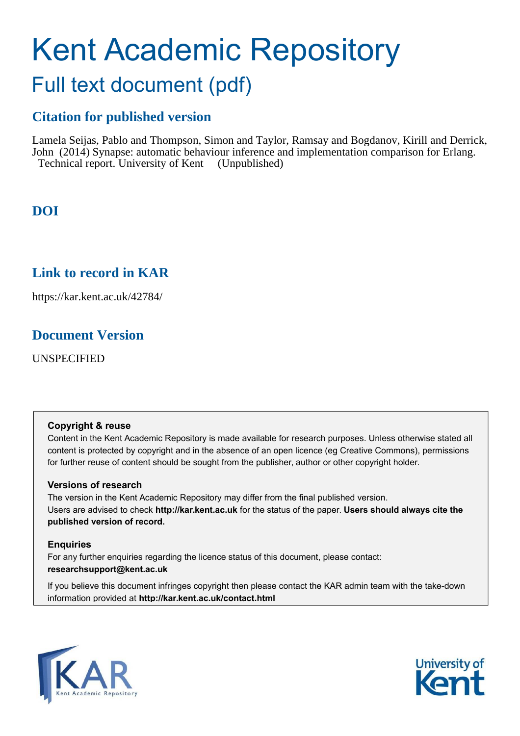# Kent Academic Repository

## Full text document (pdf)

### Citation for published version

Lamela Seijas, Pablo and Thompson, Simon and Taylor, Ramsay and Bogdanov, Kirill and Derrick, John (2014) Synapse: automatic behaviour inference and implementation comparison for Erlang. Technical report. University of Kent (Unpublished)

### DOI

### Link to record in KAR

https://kar.kent.ac.uk/42784/

### Document Version

UNSPECIFIED

**Copyright & reuse**

Content in the Kent Academic Repository is made available for research purposes. Unless otherwise stated all content is protected by copyright and in the absence of an open licence (eg Creative Commons), permissions for further reuse of content should be sought from the publisher, author or other copyright holder.

**Versions of research**

The version in the Kent Academic Repository may differ from the final published version. Users are advised to check **http://kar.kent.ac.uk** for the status of the paper. **Users should always cite the published version of record.**

**Enquiries**

For any further enquiries regarding the licence status of this document, please contact: **researchsupport@kent.ac.uk**

If you believe this document infringes copyright then please contact the KAR admin team with the take-down information provided at **http://kar.kent.ac.uk/contact.html**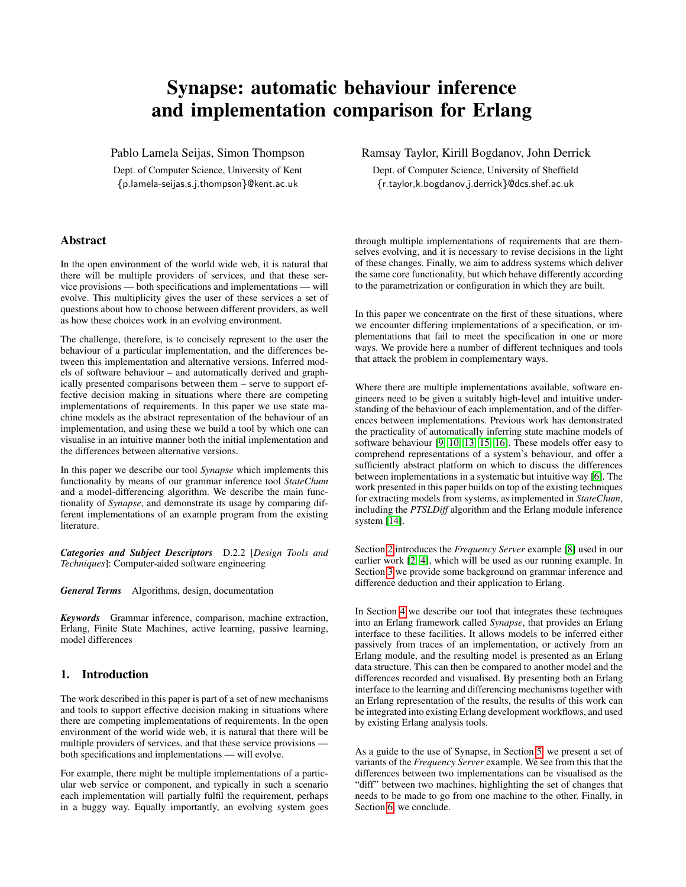# Synapse: automatic behaviour inference and implementation comparison for Erlang

Pablo Lamela Seijas, Simon Thompson

Dept. of Computer Science, University of Kent
{p.lamela-seijas,s.j.thompson}@kent.ac.uk

Ramsay Taylor, Kirill Bogdanov, John Derrick

Dept. of Computer Science, University of Sheffield
{r.taylor,k.bogdanov,j.derrick}@dcs.shef.ac.uk

## Abstract

In the open environment of the world wide web, it is natural that there will be multiple providers of services, and that these service provisions — both specifications and implementations — will evolve. This multiplicity gives the user of these services a set of questions about how to choose between different providers, as well as how these choices work in an evolving environment.

The challenge, therefore, is to concisely represent to the user the behaviour of a particular implementation, and the differences between this implementation and alternative versions. Inferred models of software behaviour – and automatically derived and graphically presented comparisons between them – serve to support effective decision making in situations where there are competing implementations of requirements. In this paper we use state machine models as the abstract representation of the behaviour of an implementation, and using these we build a tool by which one can visualise in an intuitive manner both the initial implementation and the differences between alternative versions.

In this paper we describe our tool *Synapse* which implements this functionality by means of our grammar inference tool *StateChum* and a model-differencing algorithm. We describe the main functionality of *Synapse*, and demonstrate its usage by comparing different implementations of an example program from the existing literature.

***Categories and Subject Descriptors*** D.2.2 [*Design Tools and Techniques*]: Computer-aided software engineering

***General Terms*** Algorithms, design, documentation

***Keywords*** Grammar inference, comparison, machine extraction, Erlang, Finite State Machines, active learning, passive learning, model differences

## 1. Introduction

The work described in this paper is part of a set of new mechanisms and tools to support effective decision making in situations where there are competing implementations of requirements. In the open environment of the world wide web, it is natural that there will be multiple providers of services, and that these service provisions — both specifications and implementations — will evolve.

For example, there might be multiple implementations of a particular web service or component, and typically in such a scenario each implementation will partially fulfil the requirement, perhaps in a buggy way. Equally importantly, an evolving system goes through multiple implementations of requirements that are themselves evolving, and it is necessary to revise decisions in the light of these changes. Finally, we aim to address systems which deliver the same core functionality, but which behave differently according to the parametrization or configuration in which they are built.

In this paper we concentrate on the first of these situations, where we encounter differing implementations of a specification, or implementations that fail to meet the specification in one or more ways. We provide here a number of different techniques and tools that attack the problem in complementary ways.

Where there are multiple implementations available, software engineers need to be given a suitably high-level and intuitive understanding of the behaviour of each implementation, and of the differences between implementations. Previous work has demonstrated the practicality of automatically inferring state machine models of software behaviour [9, 10, 13, 15, 16]. These models offer easy to comprehend representations of a system's behaviour, and offer a sufficiently abstract platform on which to discuss the differences between implementations in a systematic but intuitive way [6]. The work presented in this paper builds on top of the existing techniques for extracting models from systems, as implemented in *StateChum*, including the *PTSLDiff* algorithm and the Erlang module inference system [14].

Section 2 introduces the *Frequency Server* example [8] used in our earlier work [2, 4], which will be used as our running example. In Section 3 we provide some background on grammar inference and difference deduction and their application to Erlang.

In Section 4 we describe our tool that integrates these techniques into an Erlang framework called *Synapse*, that provides an Erlang interface to these facilities. It allows models to be inferred either passively from traces of an implementation, or actively from an Erlang module, and the resulting model is presented as an Erlang data structure. This can then be compared to another model and the differences recorded and visualised. By presenting both an Erlang interface to the learning and differencing mechanisms together with an Erlang representation of the results, the results of this work can be integrated into existing Erlang development workflows, and used by existing Erlang analysis tools.

As a guide to the use of Synapse, in Section 5 we present a set of variants of the *Frequency Server* example. We see from this that the differences between two implementations can be visualised as the "diff" between two machines, highlighting the set of changes that needs to be made to go from one machine to the other. Finally, in Section 6 we conclude.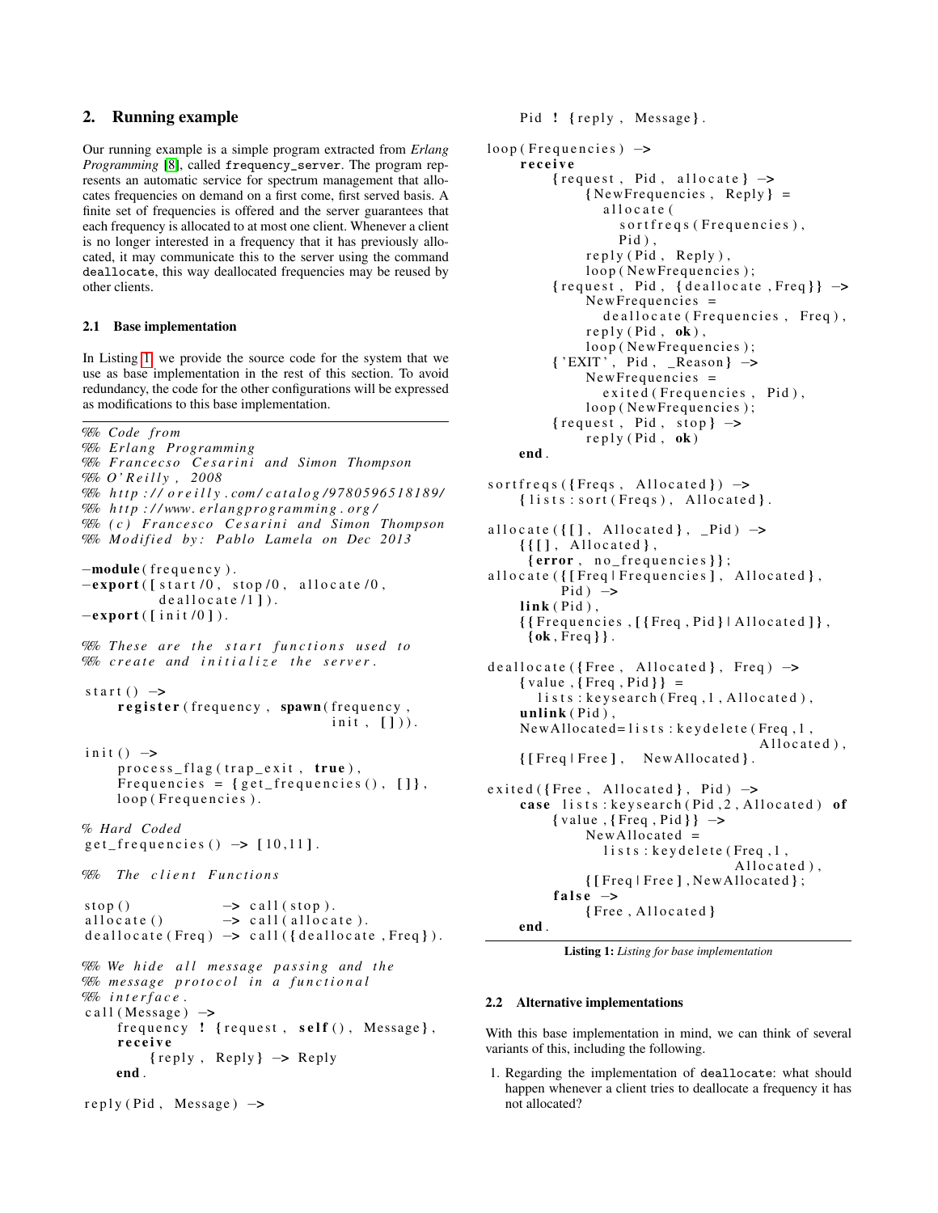## 2. Running example

Our running example is a simple program extracted from *Erlang Programming* [8], called `frequency_server`. The program represents an automatic service for spectrum management that allocates frequencies on demand on a first come, first served basis. A finite set of frequencies is offered and the server guarantees that each frequency is allocated to at most one client. Whenever a client is no longer interested in a frequency that it has previously allocated, it may communicate this to the server using the command `deallocate`, this way deallocated frequencies may be reused by other clients.

### 2.1 Base implementation

In Listing 1 we provide the source code for the system that we use as base implementation in the rest of this section. To avoid redundancy, the code for the other configurations will be expressed as modifications to this base implementation.

```
%% Code from
%% Erlang Programming
%% Francecso Cesarini and Simon Thompson
%% O'Reilly, 2008
%% http://oreilly.com/catalog/9780596518189/
%% http://www.erlangprogramming.org/
%% (c) Francesco Cesarini and Simon Thompson
%% Modified by: Pablo Lamela on Dec 2013

-module(frequency).
-export([start/0, stop/0, allocate/0,
         deallocate/1]).
-export([init/0]).

%% These are the start functions used to
%% create and initialize the server.

start() ->
    register(frequency, spawn(frequency,
                              init, [])).

init() ->
    process_flag(trap_exit, true),
    Frequencies = {get_frequencies(), []},
    loop(Frequencies).

% Hard Coded
get_frequencies() -> [10,11].

%% The client Functions

stop()          -> call(stop).
allocate()      -> call(allocate).
deallocate(Freq) -> call({deallocate,Freq}).

%% We hide all message passing and the
%% message protocol in a functional
%% interface.
call(Message) ->
    frequency ! {request, self(), Message},
    receive
        {reply, Reply} -> Reply
    end.

reply(Pid, Message) ->
    Pid ! {reply, Message}.

loop(Frequencies) ->
    receive
        {request, Pid, allocate} ->
            {NewFrequencies, Reply} =
              allocate(
                sortfreqs(Frequencies),
                Pid),
            reply(Pid, Reply),
            loop(NewFrequencies);
        {request, Pid, {deallocate,Freq}} ->
            NewFrequencies =
              deallocate(Frequencies, Freq),
            reply(Pid, ok),
            loop(NewFrequencies);
        {'EXIT', Pid, _Reason} ->
            NewFrequencies =
              exited(Frequencies, Pid),
            loop(NewFrequencies);
        {request, Pid, stop} ->
            reply(Pid, ok)
    end.

sortfreqs({Freqs, Allocated}) ->
    {lists:sort(Freqs), Allocated}.

allocate({[], Allocated}, _Pid) ->
    {{[], Allocated},
     {error, no_frequencies}};
allocate({[Freq|Frequencies], Allocated},
         Pid) ->
    link(Pid),
    {{Frequencies,[{Freq,Pid}|Allocated]},
     {ok,Freq}}.

deallocate({Free, Allocated}, Freq) ->
    {value,{Freq,Pid}} =
      lists:keysearch(Freq,1,Allocated),
    unlink(Pid),
    NewAllocated=lists:keydelete(Freq,1,
                                 Allocated),
    {[Freq|Free], NewAllocated}.

exited({Free, Allocated}, Pid) ->
    case lists:keysearch(Pid,2,Allocated) of
        {value,{Freq,Pid}} ->
            NewAllocated =
              lists:keydelete(Freq,1,
                              Allocated),
            {[Freq|Free],NewAllocated};
        false ->
            {Free,Allocated}
    end.
```

**Listing 1:** *Listing for base implementation*

### 2.2 Alternative implementations

With this base implementation in mind, we can think of several variants of this, including the following.

1. Regarding the implementation of `deallocate`: what should happen whenever a client tries to deallocate a frequency it has not allocated?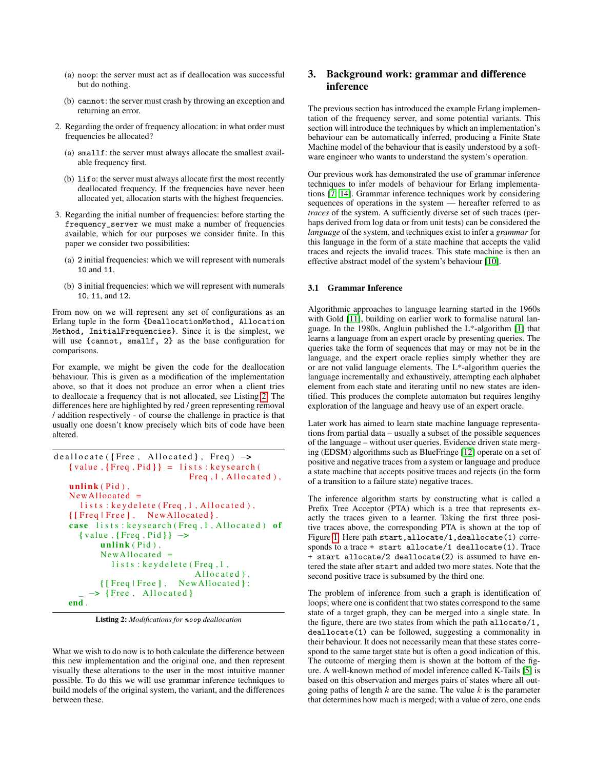(a) `noop`: the server must act as if deallocation was successful but do nothing.

(b) `cannot`: the server must crash by throwing an exception and returning an error.

2. Regarding the order of frequency allocation: in what order must frequencies be allocated?

   (a) `smallf`: the server must always allocate the smallest available frequency first.

   (b) `lifo`: the server must always allocate first the most recently deallocated frequency. If the frequencies have never been allocated yet, allocation starts with the highest frequencies.

3. Regarding the initial number of frequencies: before starting the `frequency_server` we must make a number of frequencies available, which for our purposes we consider finite. In this paper we consider two possibilities:

   (a) 2 initial frequencies: which we will represent with numerals `10` and `11`.

   (b) 3 initial frequencies: which we will represent with numerals `10`, `11`, and `12`.

From now on we will represent any set of configurations as an Erlang tuple in the form `{DeallocationMethod, Allocation Method, InitialFrequencies}`. Since it is the simplest, we will use `{cannot, smallf, 2}` as the base configuration for comparisons.

For example, we might be given the code for the deallocation behaviour. This is given as a modification of the implementation above, so that it does not produce an error when a client tries to deallocate a frequency that is not allocated, see Listing 2. The differences here are highlighted by red / green representing removal / addition respectively - of course the challenge in practice is that usually one doesn't know precisely which bits of code have been altered.

```
deallocate({Free, Allocated}, Freq) ->
    {value,{Freq,Pid}} = lists:keysearch(
                          Freq,1,Allocated),
    unlink(Pid),
    NewAllocated =
      lists:keydelete(Freq,1,Allocated),
    {[Freq|Free], NewAllocated}.
    case lists:keysearch(Freq,1,Allocated) of
      {value,{Freq,Pid}} ->
          unlink(Pid),
          NewAllocated =
            lists:keydelete(Freq,1,
                            Allocated),
          {[Freq|Free], NewAllocated};
      _ -> {Free, Allocated}
    end.
```

**Listing 2:** *Modifications for* `noop` *deallocation*

What we wish to do now is to both calculate the difference between this new implementation and the original one, and then represent visually these alterations to the user in the most intuitive manner possible. To do this we will use grammar inference techniques to build models of the original system, the variant, and the differences between these.

## 3. Background work: grammar and difference inference

The previous section has introduced the example Erlang implementation of the frequency server, and some potential variants. This section will introduce the techniques by which an implementation's behaviour can be automatically inferred, producing a Finite State Machine model of the behaviour that is easily understood by a software engineer who wants to understand the system's operation.

Our previous work has demonstrated the use of grammar inference techniques to infer models of behaviour for Erlang implementations [7, 14]. Grammar inference techniques work by considering sequences of operations in the system — hereafter referred to as *traces* of the system. A sufficiently diverse set of such traces (perhaps derived from log data or from unit tests) can be considered the *language* of the system, and techniques exist to infer a *grammar* for this language in the form of a state machine that accepts the valid traces and rejects the invalid traces. This state machine is then an effective abstract model of the system's behaviour [10].

### 3.1 Grammar Inference

Algorithmic approaches to language learning started in the 1960s with Gold [11], building on earlier work to formalise natural language. In the 1980s, Angluin published the L*-algorithm [1] that learns a language from an expert oracle by presenting queries. The queries take the form of sequences that may or may not be in the language, and the expert oracle replies simply whether they are or are not valid language elements. The L*-algorithm queries the language incrementally and exhaustively, attempting each alphabet element from each state and iterating until no new states are identified. This produces the complete automaton but requires lengthy exploration of the language and heavy use of an expert oracle.

Later work has aimed to learn state machine language representations from partial data – usually a subset of the possible sequences of the language – without user queries. Evidence driven state merging (EDSM) algorithms such as BlueFringe [12] operate on a set of positive and negative traces from a system or language and produce a state machine that accepts positive traces and rejects (in the form of a transition to a failure state) negative traces.

The inference algorithm starts by constructing what is called a Prefix Tree Acceptor (PTA) which is a tree that represents exactly the traces given to a learner. Taking the first three positive traces above, the corresponding PTA is shown at the top of Figure 1. Here path `start,allocate/1,deallocate(1)` corresponds to a trace `+ start allocate/1 deallocate(1)`. Trace `+ start allocate/2 deallocate(2)` is assumed to have entered the state after `start` and added two more states. Note that the second positive trace is subsumed by the third one.

The problem of inference from such a graph is identification of loops; where one is confident that two states correspond to the same state of a target graph, they can be merged into a single state. In the figure, there are two states from which the path `allocate/1, deallocate(1)` can be followed, suggesting a commonality in their behaviour. It does not necessarily mean that these states correspond to the same target state but is often a good indication of this. The outcome of merging them is shown at the bottom of the figure. A well-known method of model inference called K-Tails [5] is based on this observation and merges pairs of states where all outgoing paths of length $k$ are the same. The value $k$ is the parameter that determines how much is merged; with a value of zero, one ends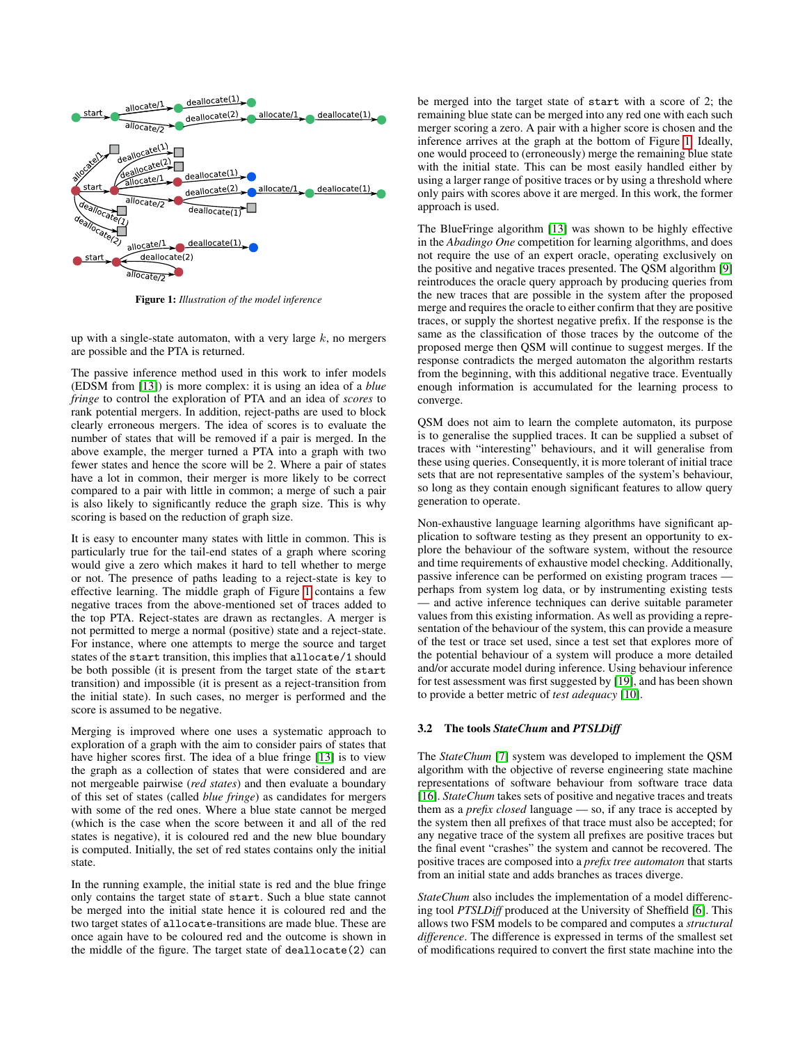Figure 1: *Illustration of the model inference*

up with a single-state automaton, with a very large $k$, no mergers are possible and the PTA is returned.

The passive inference method used in this work to infer models (EDSM from [13]) is more complex: it is using an idea of a *blue fringe* to control the exploration of PTA and an idea of *scores* to rank potential mergers. In addition, reject-paths are used to block clearly erroneous mergers. The idea of scores is to evaluate the number of states that will be removed if a pair is merged. In the above example, the merger turned a PTA into a graph with two fewer states and hence the score will be 2. Where a pair of states have a lot in common, their merger is more likely to be correct compared to a pair with little in common; a merge of such a pair is also likely to significantly reduce the graph size. This is why scoring is based on the reduction of graph size.

It is easy to encounter many states with little in common. This is particularly true for the tail-end states of a graph where scoring would give a zero which makes it hard to tell whether to merge or not. The presence of paths leading to a reject-state is key to effective learning. The middle graph of Figure 1 contains a few negative traces from the above-mentioned set of traces added to the top PTA. Reject-states are drawn as rectangles. A merger is not permitted to merge a normal (positive) state and a reject-state. For instance, where one attempts to merge the source and target states of the `start` transition, this implies that `allocate/1` should be both possible (it is present from the target state of the `start` transition) and impossible (it is present as a reject-transition from the initial state). In such cases, no merger is performed and the score is assumed to be negative.

Merging is improved where one uses a systematic approach to exploration of a graph with the aim to consider pairs of states that have higher scores first. The idea of a blue fringe [13] is to view the graph as a collection of states that were considered and are not mergeable pairwise (*red states*) and then evaluate a boundary of this set of states (called *blue fringe*) as candidates for mergers with some of the red ones. Where a blue state cannot be merged (which is the case when the score between it and all of the red states is negative), it is coloured red and the new blue boundary is computed. Initially, the set of red states contains only the initial state.

In the running example, the initial state is red and the blue fringe only contains the target state of `start`. Such a blue state cannot be merged into the initial state hence it is coloured red and the two target states of `allocate`-transitions are made blue. These are once again have to be coloured red and the outcome is shown in the middle of the figure. The target state of `deallocate(2)` can be merged into the target state of `start` with a score of 2; the remaining blue state can be merged into any red one with each such merger scoring a zero. A pair with a higher score is chosen and the inference arrives at the graph at the bottom of Figure 1. Ideally, one would proceed to (erroneously) merge the remaining blue state with the initial state. This can be most easily handled either by using a larger range of positive traces or by using a threshold where only pairs with scores above it are merged. In this work, the former approach is used.

The BlueFringe algorithm [13] was shown to be highly effective in the *Abadingo One* competition for learning algorithms, and does not require the use of an expert oracle, operating exclusively on the positive and negative traces presented. The QSM algorithm [9] reintroduces the oracle query approach by producing queries from the new traces that are possible in the system after the proposed merge and requires the oracle to either confirm that they are positive traces, or supply the shortest negative prefix. If the response is the same as the classification of those traces by the outcome of the proposed merge then QSM will continue to suggest merges. If the response contradicts the merged automaton the algorithm restarts from the beginning, with this additional negative trace. Eventually enough information is accumulated for the learning process to converge.

QSM does not aim to learn the complete automaton, its purpose is to generalise the supplied traces. It can be supplied a subset of traces with "interesting" behaviours, and it will generalise from these using queries. Consequently, it is more tolerant of initial trace sets that are not representative samples of the system's behaviour, so long as they contain enough significant features to allow query generation to operate.

Non-exhaustive language learning algorithms have significant application to software testing as they present an opportunity to explore the behaviour of the software system, without the resource and time requirements of exhaustive model checking. Additionally, passive inference can be performed on existing program traces — perhaps from system log data, or by instrumenting existing tests — and active inference techniques can derive suitable parameter values from this existing information. As well as providing a representation of the behaviour of the system, this can provide a measure of the test or trace set used, since a test set that explores more of the potential behaviour of a system will produce a more detailed and/or accurate model during inference. Using behaviour inference for test assessment was first suggested by [19], and has been shown to provide a better metric of *test adequacy* [10].

### 3.2 The tools *StateChum* and *PTSLDiff*

The *StateChum* [7] system was developed to implement the QSM algorithm with the objective of reverse engineering state machine representations of software behaviour from software trace data [16]. *StateChum* takes sets of positive and negative traces and treats them as a *prefix closed* language — so, if any trace is accepted by the system then all prefixes of that trace must also be accepted; for any negative trace of the system all prefixes are positive traces but the final event "crashes" the system and cannot be recovered. The positive traces are composed into a *prefix tree automaton* that starts from an initial state and adds branches as traces diverge.

*StateChum* also includes the implementation of a model differencing tool *PTSLDiff* produced at the University of Sheffield [6]. This allows two FSM models to be compared and computes a *structural difference*. The difference is expressed in terms of the smallest set of modifications required to convert the first state machine into the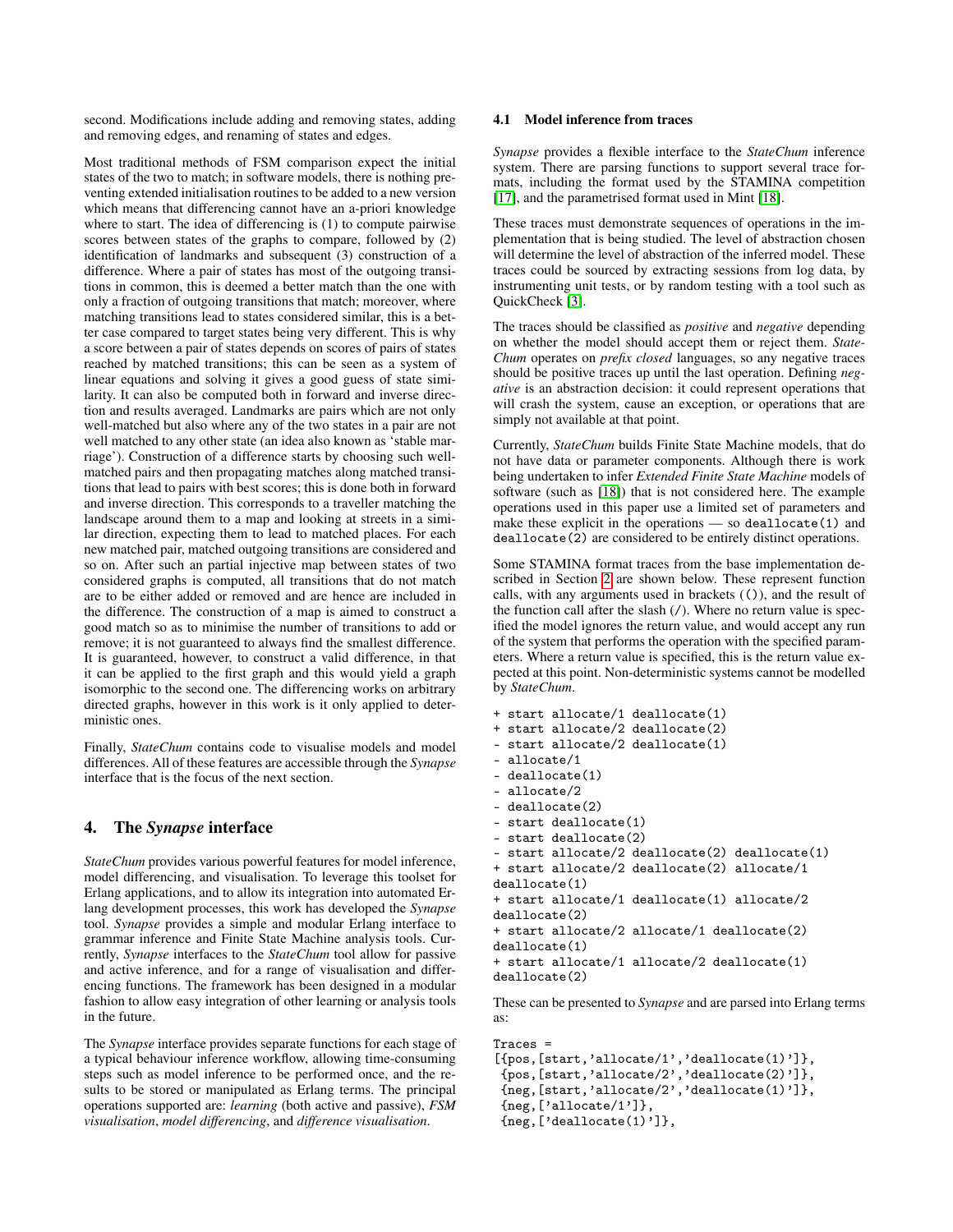second. Modifications include adding and removing states, adding and removing edges, and renaming of states and edges.

Most traditional methods of FSM comparison expect the initial states of the two to match; in software models, there is nothing preventing extended initialisation routines to be added to a new version which means that differencing cannot have an a-priori knowledge where to start. The idea of differencing is (1) to compute pairwise scores between states of the graphs to compare, followed by (2) identification of landmarks and subsequent (3) construction of a difference. Where a pair of states has most of the outgoing transitions in common, this is deemed a better match than the one with only a fraction of outgoing transitions that match; moreover, where matching transitions lead to states considered similar, this is a better case compared to target states being very different. This is why a score between a pair of states depends on scores of pairs of states reached by matched transitions; this can be seen as a system of linear equations and solving it gives a good guess of state similarity. It can also be computed both in forward and inverse direction and results averaged. Landmarks are pairs which are not only well-matched but also where any of the two states in a pair are not well matched to any other state (an idea also known as 'stable marriage'). Construction of a difference starts by choosing such well-matched pairs and then propagating matches along matched transitions that lead to pairs with best scores; this is done both in forward and inverse direction. This corresponds to a traveller matching the landscape around them to a map and looking at streets in a similar direction, expecting them to lead to matched places. For each new matched pair, matched outgoing transitions are considered and so on. After such an partial injective map between states of two considered graphs is computed, all transitions that do not match are to be either added or removed and are hence are included in the difference. The construction of a map is aimed to construct a good match so as to minimise the number of transitions to add or remove; it is not guaranteed to always find the smallest difference. It is guaranteed, however, to construct a valid difference, in that it can be applied to the first graph and this would yield a graph isomorphic to the second one. The differencing works on arbitrary directed graphs, however in this work is it only applied to deterministic ones.

Finally, *StateChum* contains code to visualise models and model differences. All of these features are accessible through the *Synapse* interface that is the focus of the next section.

## 4. The *Synapse* interface

*StateChum* provides various powerful features for model inference, model differencing, and visualisation. To leverage this toolset for Erlang applications, and to allow its integration into automated Erlang development processes, this work has developed the *Synapse* tool. *Synapse* provides a simple and modular Erlang interface to grammar inference and Finite State Machine analysis tools. Currently, *Synapse* interfaces to the *StateChum* tool allow for passive and active inference, and for a range of visualisation and differencing functions. The framework has been designed in a modular fashion to allow easy integration of other learning or analysis tools in the future.

The *Synapse* interface provides separate functions for each stage of a typical behaviour inference workflow, allowing time-consuming steps such as model inference to be performed once, and the results to be stored or manipulated as Erlang terms. The principal operations supported are: *learning* (both active and passive), *FSM visualisation*, *model differencing*, and *difference visualisation*.

### 4.1 Model inference from traces

*Synapse* provides a flexible interface to the *StateChum* inference system. There are parsing functions to support several trace formats, including the format used by the STAMINA competition [17], and the parametrised format used in Mint [18].

These traces must demonstrate sequences of operations in the implementation that is being studied. The level of abstraction chosen will determine the level of abstraction of the inferred model. These traces could be sourced by extracting sessions from log data, by instrumenting unit tests, or by random testing with a tool such as QuickCheck [3].

The traces should be classified as *positive* and *negative* depending on whether the model should accept them or reject them. *StateChum* operates on *prefix closed* languages, so any negative traces should be positive traces up until the last operation. Defining *negative* is an abstraction decision: it could represent operations that will crash the system, cause an exception, or operations that are simply not available at that point.

Currently, *StateChum* builds Finite State Machine models, that do not have data or parameter components. Although there is work being undertaken to infer *Extended Finite State Machine* models of software (such as [18]) that is not considered here. The example operations used in this paper use a limited set of parameters and make these explicit in the operations — so `deallocate(1)` and `deallocate(2)` are considered to be entirely distinct operations.

Some STAMINA format traces from the base implementation described in Section 2 are shown below. These represent function calls, with any arguments used in brackets (`()`), and the result of the function call after the slash (`/`). Where no return value is specified the model ignores the return value, and would accept any run of the system that performs the operation with the specified parameters. Where a return value is specified, this is the return value expected at this point. Non-deterministic systems cannot be modelled by *StateChum*.

```
+ start allocate/1 deallocate(1)
+ start allocate/2 deallocate(2)
- start allocate/2 deallocate(1)
- allocate/1
- deallocate(1)
- allocate/2
- deallocate(2)
- start deallocate(1)
- start deallocate(2)
- start allocate/2 deallocate(2) deallocate(1)
+ start allocate/2 deallocate(2) allocate/1
deallocate(1)
+ start allocate/1 deallocate(1) allocate/2
deallocate(2)
+ start allocate/2 allocate/1 deallocate(2)
deallocate(1)
+ start allocate/1 allocate/2 deallocate(1)
deallocate(2)
```

These can be presented to *Synapse* and are parsed into Erlang terms as:

```
Traces =
[{pos,[start,'allocate/1','deallocate(1)']},
 {pos,[start,'allocate/2','deallocate(2)']},
 {neg,[start,'allocate/2','deallocate(1)']},
 {neg,['allocate/1']},
 {neg,['deallocate(1)']},
```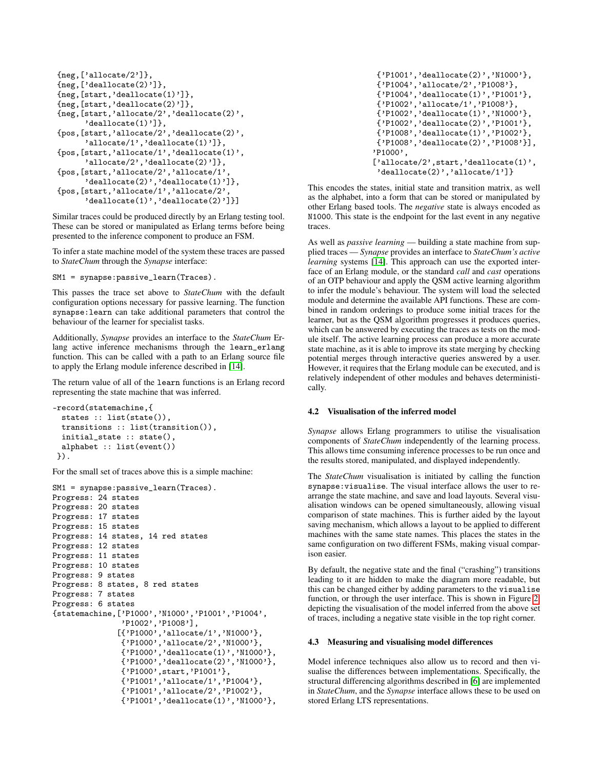```
{neg,['allocate/2']},
{neg,['deallocate(2)']},
{neg,[start,'deallocate(1)']},
{neg,[start,'deallocate(2)']},
{neg,[start,'allocate/2','deallocate(2)',
      'deallocate(1)']},
{pos,[start,'allocate/2','deallocate(2)',
      'allocate/1','deallocate(1)']},
{pos,[start,'allocate/1','deallocate(1)',
      'allocate/2','deallocate(2)']},
{pos,[start,'allocate/2','allocate/1',
      'deallocate(2)','deallocate(1)']},
{pos,[start,'allocate/1','allocate/2',
      'deallocate(1)','deallocate(2)']}]
```

Similar traces could be produced directly by an Erlang testing tool. These can be stored or manipulated as Erlang terms before being presented to the inference component to produce an FSM.

To infer a state machine model of the system these traces are passed to *StateChum* through the *Synapse* interface:

```
SM1 = synapse:passive_learn(Traces).
```

This passes the trace set above to *StateChum* with the default configuration options necessary for passive learning. The function `synapse:learn` can take additional parameters that control the behaviour of the learner for specialist tasks.

Additionally, *Synapse* provides an interface to the *StateChum* Erlang active inference mechanisms through the `learn_erlang` function. This can be called with a path to an Erlang source file to apply the Erlang module inference described in [14].

The return value of all of the `learn` functions is an Erlang record representing the state machine that was inferred.

```
-record(statemachine,{
  states :: list(state()),
  transitions :: list(transition()),
  initial_state :: state(),
  alphabet :: list(event())
 }).
```

For the small set of traces above this is a simple machine:

```
SM1 = synapse:passive_learn(Traces).
Progress: 24 states
Progress: 20 states
Progress: 17 states
Progress: 15 states
Progress: 14 states, 14 red states
Progress: 12 states
Progress: 11 states
Progress: 10 states
Progress: 9 states
Progress: 8 states, 8 red states
Progress: 7 states
Progress: 6 states
{statemachine,['P1000','N1000','P1001','P1004',
               'P1002','P1008'],
              [{'P1000','allocate/1','N1000'},
               {'P1000','allocate/2','N1000'},
               {'P1000','deallocate(1)','N1000'},
               {'P1000','deallocate(2)','N1000'},
               {'P1000',start,'P1001'},
               {'P1001','allocate/1','P1004'},
               {'P1001','allocate/2','P1002'},
               {'P1001','deallocate(1)','N1000'},
               {'P1001','deallocate(2)','N1000'},
               {'P1004','allocate/2','P1008'},
               {'P1004','deallocate(1)','P1001'},
               {'P1002','allocate/1','P1008'},
               {'P1002','deallocate(1)','N1000'},
               {'P1002','deallocate(2)','P1001'},
               {'P1008','deallocate(1)','P1002'},
               {'P1008','deallocate(2)','P1008'}],
              'P1000',
              ['allocate/2',start,'deallocate(1)',
               'deallocate(2)','allocate/1']}
```

This encodes the states, initial state and transition matrix, as well as the alphabet, into a form that can be stored or manipulated by other Erlang based tools. The *negative* state is always encoded as `N1000`. This state is the endpoint for the last event in any negative traces.

As well as *passive learning* — building a state machine from supplied traces — *Synapse* provides an interface to *StateChum's active learning* systems [14]. This approach can use the exported interface of an Erlang module, or the standard *call* and *cast* operations of an OTP behaviour and apply the QSM active learning algorithm to infer the module's behaviour. The system will load the selected module and determine the available API functions. These are combined in random orderings to produce some initial traces for the learner, but as the QSM algorithm progresses it produces queries, which can be answered by executing the traces as tests on the module itself. The active learning process can produce a more accurate state machine, as it is able to improve its state merging by checking potential merges through interactive queries answered by a user. However, it requires that the Erlang module can be executed, and is relatively independent of other modules and behaves deterministically.

### 4.2 Visualisation of the inferred model

*Synapse* allows Erlang programmers to utilise the visualisation components of *StateChum* independently of the learning process. This allows time consuming inference processes to be run once and the results stored, manipulated, and displayed independently.

The *StateChum* visualisation is initiated by calling the function `synapse:visualise`. The visual interface allows the user to rearrange the state machine, and save and load layouts. Several visualisation windows can be opened simultaneously, allowing visual comparison of state machines. This is further aided by the layout saving mechanism, which allows a layout to be applied to different machines with the same state names. This places the states in the same configuration on two different FSMs, making visual comparison easier.

By default, the negative state and the final ("crashing") transitions leading to it are hidden to make the diagram more readable, but this can be changed either by adding parameters to the `visualise` function, or through the user interface. This is shown in Figure 2, depicting the visualisation of the model inferred from the above set of traces, including a negative state visible in the top right corner.

### 4.3 Measuring and visualising model differences

Model inference techniques also allow us to record and then visualise the differences between implementations. Specifically, the structural differencing algorithms described in [6] are implemented in *StateChum*, and the *Synapse* interface allows these to be used on stored Erlang LTS representations.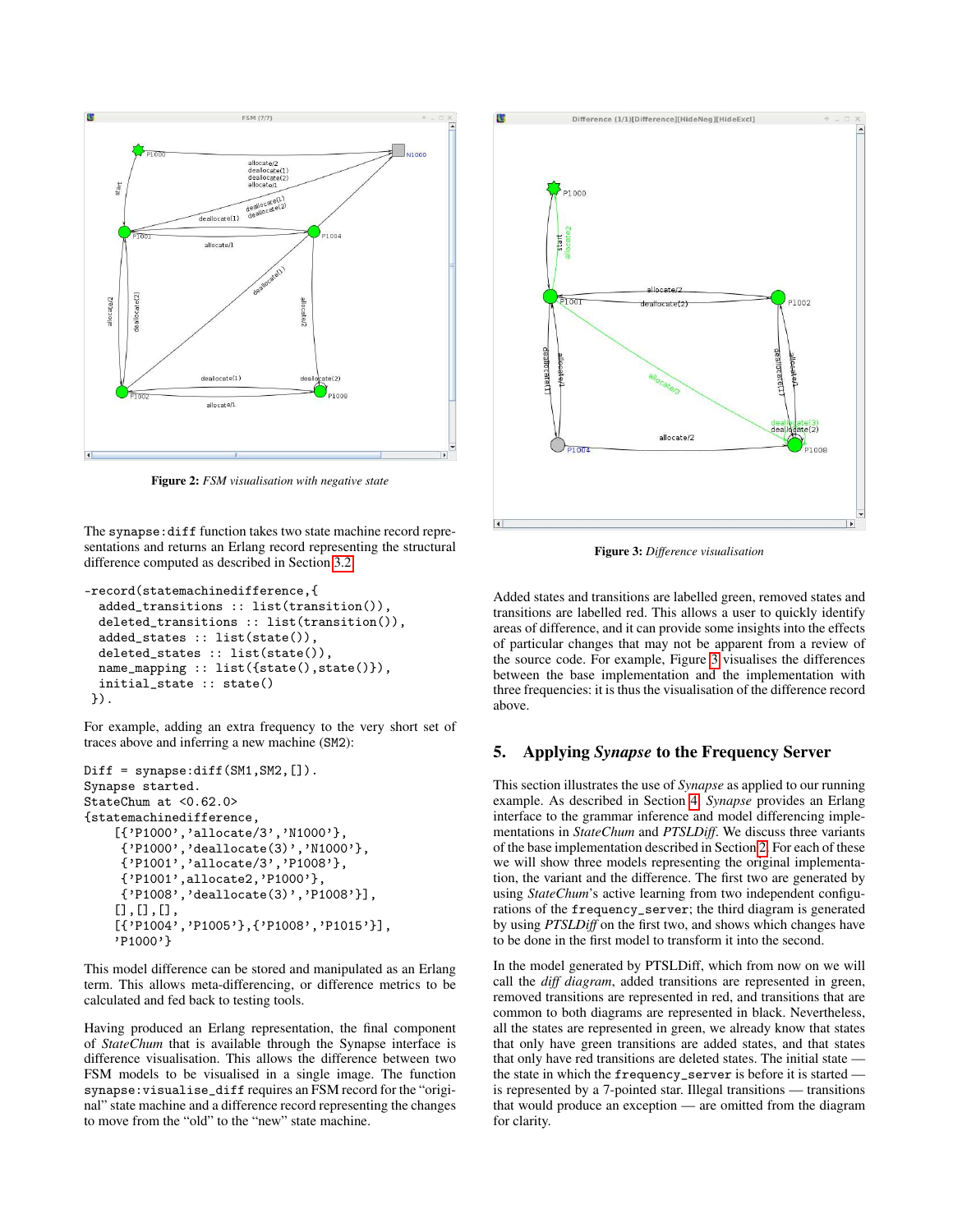Figure 2: *FSM visualisation with negative state*

The `synapse:diff` function takes two state machine record representations and returns an Erlang record representing the structural difference computed as described in Section 3.2.

```
-record(statemachinedifference,{
  added_transitions :: list(transition()),
  deleted_transitions :: list(transition()),
  added_states :: list(state()),
  deleted_states :: list(state()),
  name_mapping :: list({state(),state()}),
  initial_state :: state()
 }).
```

For example, adding an extra frequency to the very short set of traces above and inferring a new machine (SM2):

```
Diff = synapse:diff(SM1,SM2,[]).
Synapse started.
StateChum at <0.62.0>
{statemachinedifference,
    [{'P1000','allocate/3','N1000'},
     {'P1000','deallocate(3)','N1000'},
     {'P1001','allocate/3','P1008'},
     {'P1001',allocate2,'P1000'},
     {'P1008','deallocate(3)','P1008'}],
    [],[],[],
    [{'P1004','P1005'},{'P1008','P1015'}],
    'P1000'}
```

This model difference can be stored and manipulated as an Erlang term. This allows meta-differencing, or difference metrics to be calculated and fed back to testing tools.

Having produced an Erlang representation, the final component of *StateChum* that is available through the Synapse interface is difference visualisation. This allows the difference between two FSM models to be visualised in a single image. The function `synapse:visualise_diff` requires an FSM record for the "original" state machine and a difference record representing the changes to move from the "old" to the "new" state machine.

Figure 3: *Difference visualisation*

Added states and transitions are labelled green, removed states and transitions are labelled red. This allows a user to quickly identify areas of difference, and it can provide some insights into the effects of particular changes that may not be apparent from a review of the source code. For example, Figure 3 visualises the differences between the base implementation and the implementation with three frequencies: it is thus the visualisation of the difference record above.

## 5. Applying *Synapse* to the Frequency Server

This section illustrates the use of *Synapse* as applied to our running example. As described in Section 4, *Synapse* provides an Erlang interface to the grammar inference and model differencing implementations in *StateChum* and *PTSLDiff*. We discuss three variants of the base implementation described in Section 2. For each of these we will show three models representing the original implementation, the variant and the difference. The first two are generated by using *StateChum*'s active learning from two independent configurations of the `frequency_server`; the third diagram is generated by using *PTSLDiff* on the first two, and shows which changes have to be done in the first model to transform it into the second.

In the model generated by PTSLDiff, which from now on we will call the *diff diagram*, added transitions are represented in green, removed transitions are represented in red, and transitions that are common to both diagrams are represented in black. Nevertheless, all the states are represented in green, we already know that states that only have green transitions are added states, and that states that only have red transitions are deleted states. The initial state — the state in which the `frequency_server` is before it is started — is represented by a 7-pointed star. Illegal transitions — transitions that would produce an exception — are omitted from the diagram for clarity.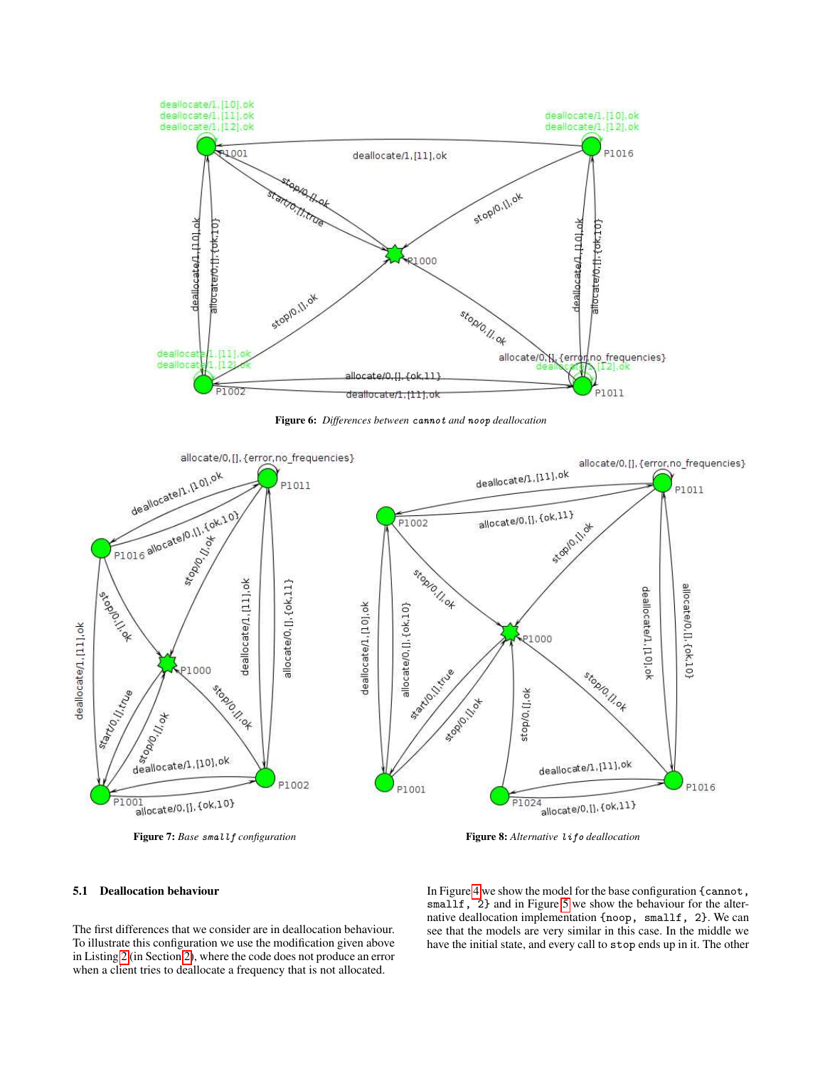Figure 6: *Differences between* `cannot` *and* `noop` *deallocation*

Figure 7: *Base* `smallf` *configuration*

Figure 8: *Alternative* `lifo` *deallocation*

### 5.1 Deallocation behaviour

The first differences that we consider are in deallocation behaviour. To illustrate this configuration we use the modification given above in Listing 2 (in Section 2), where the code does not produce an error when a client tries to deallocate a frequency that is not allocated.

In Figure 4 we show the model for the base configuration {`cannot`, `smallf`, `2`} and in Figure 5 we show the behaviour for the alternative deallocation implementation {`noop`, `smallf`, `2`}. We can see that the models are very similar in this case. In the middle we have the initial state, and every call to `stop` ends up in it. The other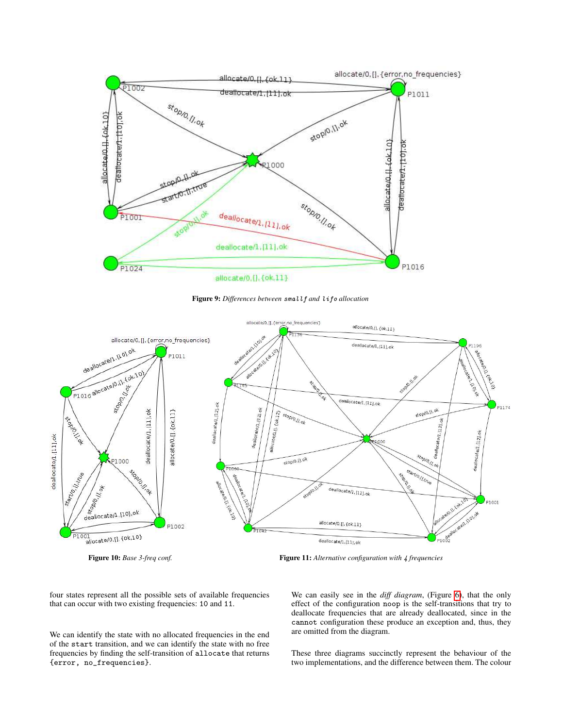Figure 9: *Differences between smallf and lifo allocation*

Figure 10: *Base 3-freq conf.*

Figure 11: *Alternative configuration with 4 frequencies*

four states represent all the possible sets of available frequencies that can occur with two existing frequencies: 10 and 11.

We can identify the state with no allocated frequencies in the end of the start transition, and we can identify the state with no free frequencies by finding the self-transition of allocate that returns {error, no_frequencies}.

We can easily see in the *diff diagram*, (Figure 6), that the only effect of the configuration noop is the self-transitions that try to deallocate frequencies that are already deallocated, since in the cannot configuration these produce an exception and, thus, they are omitted from the diagram.

These three diagrams succinctly represent the behaviour of the two implementations, and the difference between them. The colour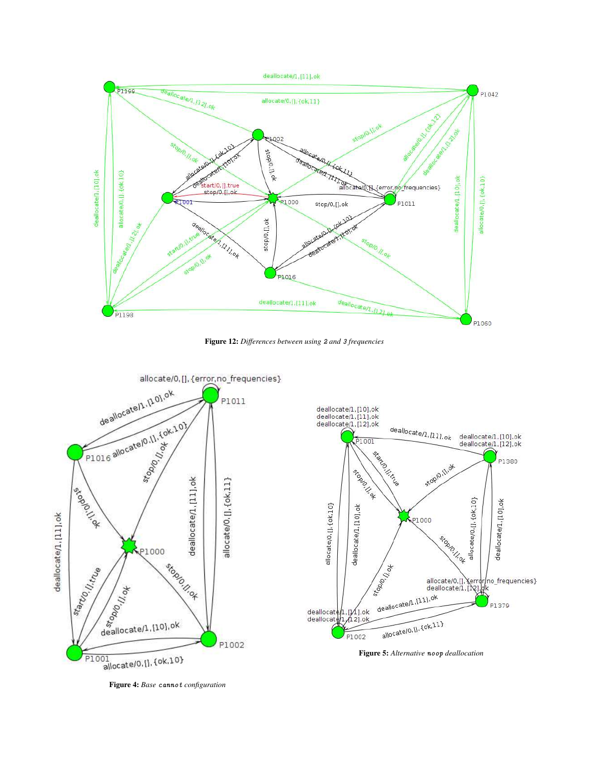**Figure 12:** *Differences between using 2 and 3 frequencies*

**Figure 4:** *Base* `cannot` *configuration*

**Figure 5:** *Alternative* `noop` *deallocation*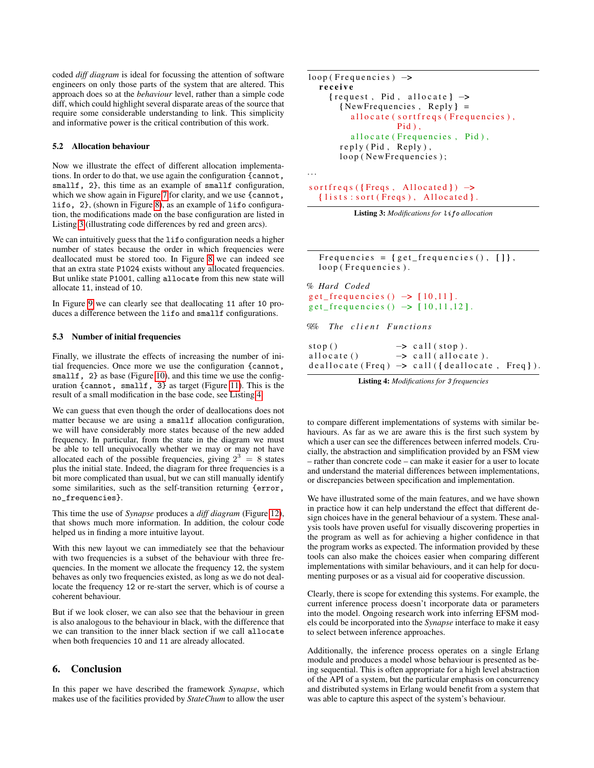coded *diff diagram* is ideal for focussing the attention of software engineers on only those parts of the system that are altered. This approach does so at the *behaviour* level, rather than a simple code diff, which could highlight several disparate areas of the source that require some considerable understanding to link. This simplicity and informative power is the critical contribution of this work.

### 5.2 Allocation behaviour

Now we illustrate the effect of different allocation implementations. In order to do that, we use again the configuration `{cannot, smallf, 2}`, this time as an example of `smallf` configuration, which we show again in Figure 7 for clarity, and we use `{cannot, lifo, 2}`, (shown in Figure 8), as an example of `lifo` configuration, the modifications made on the base configuration are listed in Listing 3 (illustrating code differences by red and green arcs).

We can intuitively guess that the `lifo` configuration needs a higher number of states because the order in which frequencies were deallocated must be stored too. In Figure 8 we can indeed see that an extra state `P1024` exists without any allocated frequencies. But unlike state `P1001`, calling `allocate` from this new state will allocate `11`, instead of `10`.

In Figure 9 we can clearly see that deallocating `11` after `10` produces a difference between the `lifo` and `smallf` configurations.

### 5.3 Number of initial frequencies

Finally, we illustrate the effects of increasing the number of initial frequencies. Once more we use the configuration `{cannot, smallf, 2}` as base (Figure 10), and this time we use the configuration `{cannot, smallf, 3}` as target (Figure 11). This is the result of a small modification in the base code, see Listing 4.

We can guess that even though the order of deallocations does not matter because we are using a `smallf` allocation configuration, we will have considerably more states because of the new added frequency. In particular, from the state in the diagram we must be able to tell unequivocally whether we may or may not have allocated each of the possible frequencies, giving $2^3 = 8$ states plus the initial state. Indeed, the diagram for three frequencies is a bit more complicated than usual, but we can still manually identify some similarities, such as the self-transition returning `{error, no_frequencies}`.

This time the use of *Synapse* produces a *diff diagram* (Figure 12), that shows much more information. In addition, the colour code helped us in finding a more intuitive layout.

With this new layout we can immediately see that the behaviour with two frequencies is a subset of the behaviour with three frequencies. In the moment we allocate the frequency `12`, the system behaves as only two frequencies existed, as long as we do not deallocate the frequency `12` or re-start the server, which is of course a coherent behaviour.

But if we look closer, we can also see that the behaviour in green is also analogous to the behaviour in black, with the difference that we can transition to the inner black section if we call `allocate` when both frequencies `10` and `11` are already allocated.

## 6. Conclusion

In this paper we have described the framework *Synapse*, which makes use of the facilities provided by *StateChum* to allow the user to compare different implementations of systems with similar behaviours. As far as we are aware this is the first such system by which a user can see the differences between inferred models. Crucially, the abstraction and simplification provided by an FSM view – rather than concrete code – can make it easier for a user to locate and understand the material differences between implementations, or discrepancies between specification and implementation.

We have illustrated some of the main features, and we have shown in practice how it can help understand the effect that different design choices have in the general behaviour of a system. These analysis tools have proven useful for visually discovering properties in the program as well as for achieving a higher confidence in that the program works as expected. The information provided by these tools can also make the choices easier when comparing different implementations with similar behaviours, and it can help for documenting purposes or as a visual aid for cooperative discussion.

Clearly, there is scope for extending this systems. For example, the current inference process doesn't incorporate data or parameters into the model. Ongoing research work into inferring EFSM models could be incorporated into the *Synapse* interface to make it easy to select between inference approaches.

Additionally, the inference process operates on a single Erlang module and produces a model whose behaviour is presented as being sequential. This is often appropriate for a high level abstraction of the API of a system, but the particular emphasis on concurrency and distributed systems in Erlang would benefit from a system that was able to capture this aspect of the system's behaviour.

```
loop(Frequencies) ->
  receive
    {request, Pid, allocate} ->
      {NewFrequencies, Reply} =
        allocate(sortfreqs(Frequencies),
                 Pid),
        allocate(Frequencies, Pid),
      reply(Pid, Reply),
      loop(NewFrequencies);

...

sortfreqs({Freqs, Allocated}) ->
  {lists:sort(Freqs), Allocated}.
```

**Listing 3:** *Modifications for `lifo` allocation*

```
  Frequencies = {get_frequencies(), []},
  loop(Frequencies).

% Hard Coded
get_frequencies() -> [10,11].
get_frequencies() -> [10,11,12].

%% The client Functions

stop()           -> call(stop).
allocate()       -> call(allocate).
deallocate(Freq) -> call({deallocate, Freq}).
```

**Listing 4:** *Modifications for 3 frequencies*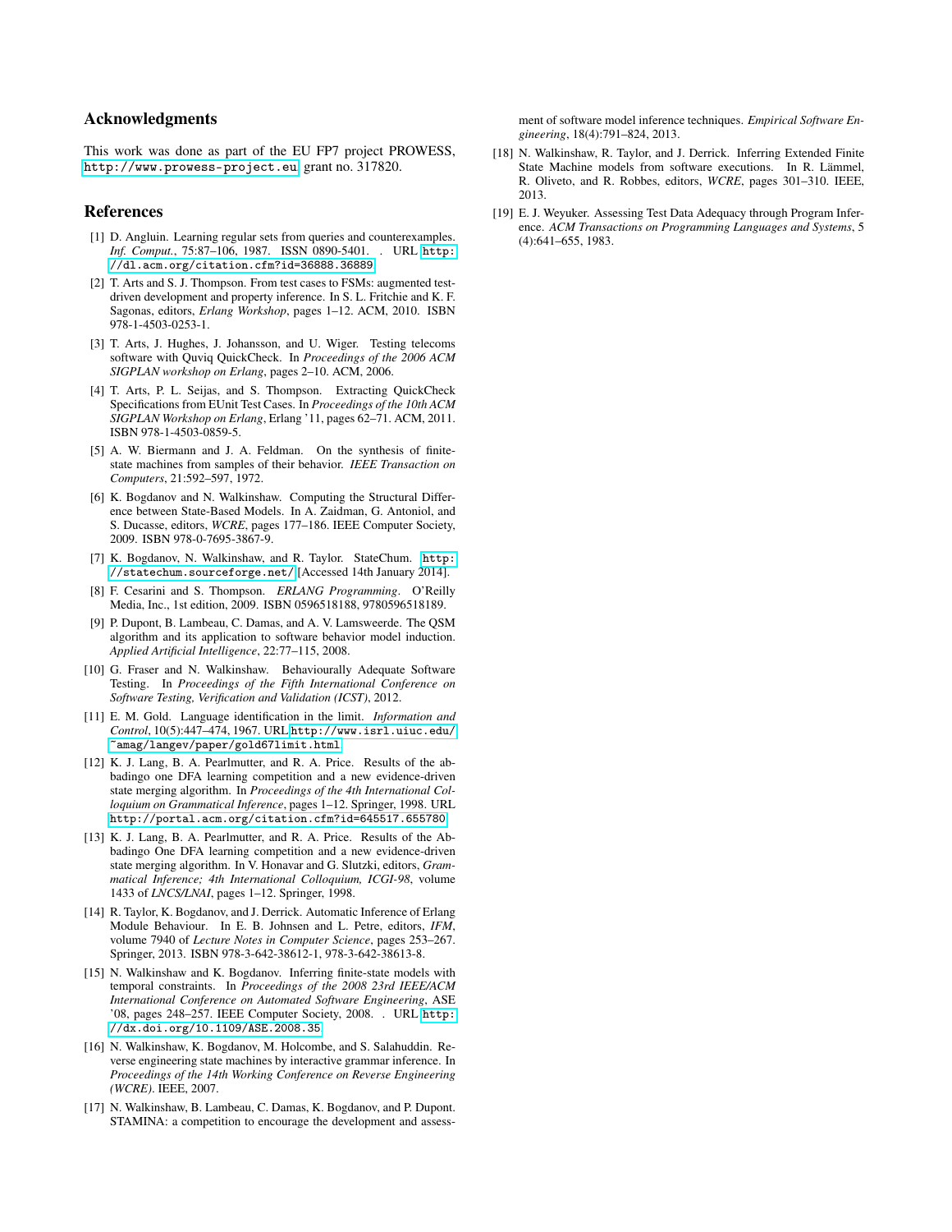## Acknowledgments

This work was done as part of the EU FP7 project PROWESS, http://www.prowess-project.eu grant no. 317820.

## References

[1] D. Angluin. Learning regular sets from queries and counterexamples. *Inf. Comput.*, 75:87–106, 1987. ISSN 0890-5401. . URL http://dl.acm.org/citation.cfm?id=36888.36889.

[2] T. Arts and S. J. Thompson. From test cases to FSMs: augmented test-driven development and property inference. In S. L. Fritchie and K. F. Sagonas, editors, *Erlang Workshop*, pages 1–12. ACM, 2010. ISBN 978-1-4503-0253-1.

[3] T. Arts, J. Hughes, J. Johansson, and U. Wiger. Testing telecoms software with Quviq QuickCheck. In *Proceedings of the 2006 ACM SIGPLAN workshop on Erlang*, pages 2–10. ACM, 2006.

[4] T. Arts, P. L. Seijas, and S. Thompson. Extracting QuickCheck Specifications from EUnit Test Cases. In *Proceedings of the 10th ACM SIGPLAN Workshop on Erlang*, Erlang '11, pages 62–71. ACM, 2011. ISBN 978-1-4503-0859-5.

[5] A. W. Biermann and J. A. Feldman. On the synthesis of finite-state machines from samples of their behavior. *IEEE Transaction on Computers*, 21:592–597, 1972.

[6] K. Bogdanov and N. Walkinshaw. Computing the Structural Difference between State-Based Models. In A. Zaidman, G. Antoniol, and S. Ducasse, editors, *WCRE*, pages 177–186. IEEE Computer Society, 2009. ISBN 978-0-7695-3867-9.

[7] K. Bogdanov, N. Walkinshaw, and R. Taylor. StateChum. http://statechum.sourceforge.net/ [Accessed 14th January 2014].

[8] F. Cesarini and S. Thompson. *ERLANG Programming*. O'Reilly Media, Inc., 1st edition, 2009. ISBN 0596518188, 9780596518189.

[9] P. Dupont, B. Lambeau, C. Damas, and A. V. Lamsweerde. The QSM algorithm and its application to software behavior model induction. *Applied Artificial Intelligence*, 22:77–115, 2008.

[10] G. Fraser and N. Walkinshaw. Behaviourally Adequate Software Testing. In *Proceedings of the Fifth International Conference on Software Testing, Verification and Validation (ICST)*, 2012.

[11] E. M. Gold. Language identification in the limit. *Information and Control*, 10(5):447–474, 1967. URL http://www.isrl.uiuc.edu/~amag/langev/paper/gold67limit.html.

[12] K. J. Lang, B. A. Pearlmutter, and R. A. Price. Results of the abbadingo one DFA learning competition and a new evidence-driven state merging algorithm. In *Proceedings of the 4th International Colloquium on Grammatical Inference*, pages 1–12. Springer, 1998. URL http://portal.acm.org/citation.cfm?id=645517.655780.

[13] K. J. Lang, B. A. Pearlmutter, and R. A. Price. Results of the Abbadingo One DFA learning competition and a new evidence-driven state merging algorithm. In V. Honavar and G. Slutzki, editors, *Grammatical Inference; 4th International Colloquium, ICGI-98*, volume 1433 of *LNCS/LNAI*, pages 1–12. Springer, 1998.

[14] R. Taylor, K. Bogdanov, and J. Derrick. Automatic Inference of Erlang Module Behaviour. In E. B. Johnsen and L. Petre, editors, *IFM*, volume 7940 of *Lecture Notes in Computer Science*, pages 253–267. Springer, 2013. ISBN 978-3-642-38612-1, 978-3-642-38613-8.

[15] N. Walkinshaw and K. Bogdanov. Inferring finite-state models with temporal constraints. In *Proceedings of the 2008 23rd IEEE/ACM International Conference on Automated Software Engineering*, ASE '08, pages 248–257. IEEE Computer Society, 2008. . URL http://dx.doi.org/10.1109/ASE.2008.35.

[16] N. Walkinshaw, K. Bogdanov, M. Holcombe, and S. Salahuddin. Reverse engineering state machines by interactive grammar inference. In *Proceedings of the 14th Working Conference on Reverse Engineering (WCRE)*. IEEE, 2007.

[17] N. Walkinshaw, B. Lambeau, C. Damas, K. Bogdanov, and P. Dupont. STAMINA: a competition to encourage the development and assessment of software model inference techniques. *Empirical Software Engineering*, 18(4):791–824, 2013.

[18] N. Walkinshaw, R. Taylor, and J. Derrick. Inferring Extended Finite State Machine models from software executions. In R. Lämmel, R. Oliveto, and R. Robbes, editors, *WCRE*, pages 301–310. IEEE, 2013.

[19] E. J. Weyuker. Assessing Test Data Adequacy through Program Inference. *ACM Transactions on Programming Languages and Systems*, 5 (4):641–655, 1983.